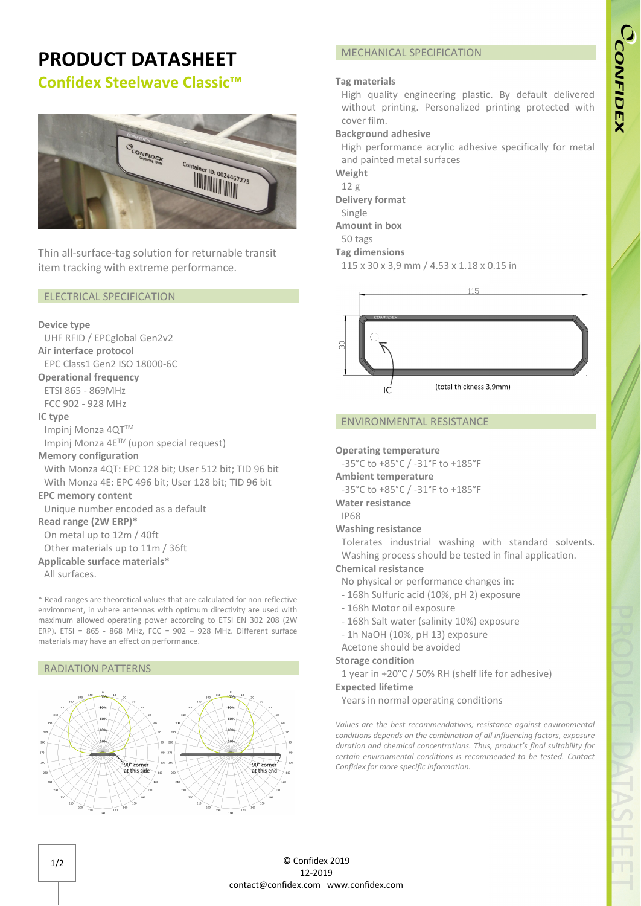# PRODUCT DATASHEET

## Confidex Steelwave Classic™

Thin all-surface-tag solution for returnable transit item tracking with extreme performance.

## ELECTRICAL SPECIFICATION

**Device type**
UHF RFID / EPCglobal Gen2v2

**Air interface protocol**
EPC Class1 Gen2 ISO 18000-6C

**Operational frequency**
ETSI 865 - 869MHz
FCC 902 - 928 MHz

**IC type**
Impinj Monza 4QT™
Impinj Monza 4E™ (upon special request)

**Memory configuration**
With Monza 4QT: EPC 128 bit; User 512 bit; TID 96 bit
With Monza 4E: EPC 496 bit; User 128 bit; TID 96 bit

**EPC memory content**
Unique number encoded as a default

**Read range (2W ERP)***
On metal up to 12m / 40ft
Other materials up to 11m / 36ft

**Applicable surface materials***
All surfaces.

* Read ranges are theoretical values that are calculated for non-reflective environment, in where antennas with optimum directivity are used with maximum allowed operating power according to ETSI EN 302 208 (2W ERP). ETSI = 865 - 868 MHz, FCC = 902 – 928 MHz. Different surface materials may have an effect on performance.

## RADIATION PATTERNS

90° corner at this side

90° corner at this end

## MECHANICAL SPECIFICATION

**Tag materials**
High quality engineering plastic. By default delivered without printing. Personalized printing protected with cover film.

**Background adhesive**
High performance acrylic adhesive specifically for metal and painted metal surfaces

**Weight**
12 g

**Delivery format**
Single

**Amount in box**
50 tags

**Tag dimensions**
115 x 30 x 3,9 mm / 4.53 x 1.18 x 0.15 in

115

30

IC

(total thickness 3,9mm)

## ENVIRONMENTAL RESISTANCE

**Operating temperature**
-35°C to +85°C / -31°F to +185°F

**Ambient temperature**
-35°C to +85°C / -31°F to +185°F

**Water resistance**
IP68

**Washing resistance**
Tolerates industrial washing with standard solvents. Washing process should be tested in final application.

**Chemical resistance**
No physical or performance changes in:
- 168h Sulfuric acid (10%, pH 2) exposure
- 168h Motor oil exposure
- 168h Salt water (salinity 10%) exposure
- 1h NaOH (10%, pH 13) exposure

Acetone should be avoided

**Storage condition**
1 year in +20°C / 50% RH (shelf life for adhesive)

**Expected lifetime**
Years in normal operating conditions

*Values are the best recommendations; resistance against environmental conditions depends on the combination of all influencing factors, exposure duration and chemical concentrations. Thus, product's final suitability for certain environmental conditions is recommended to be tested. Contact Confidex for more specific information.*

© Confidex 2019
12-2019
contact@confidex.com www.confidex.com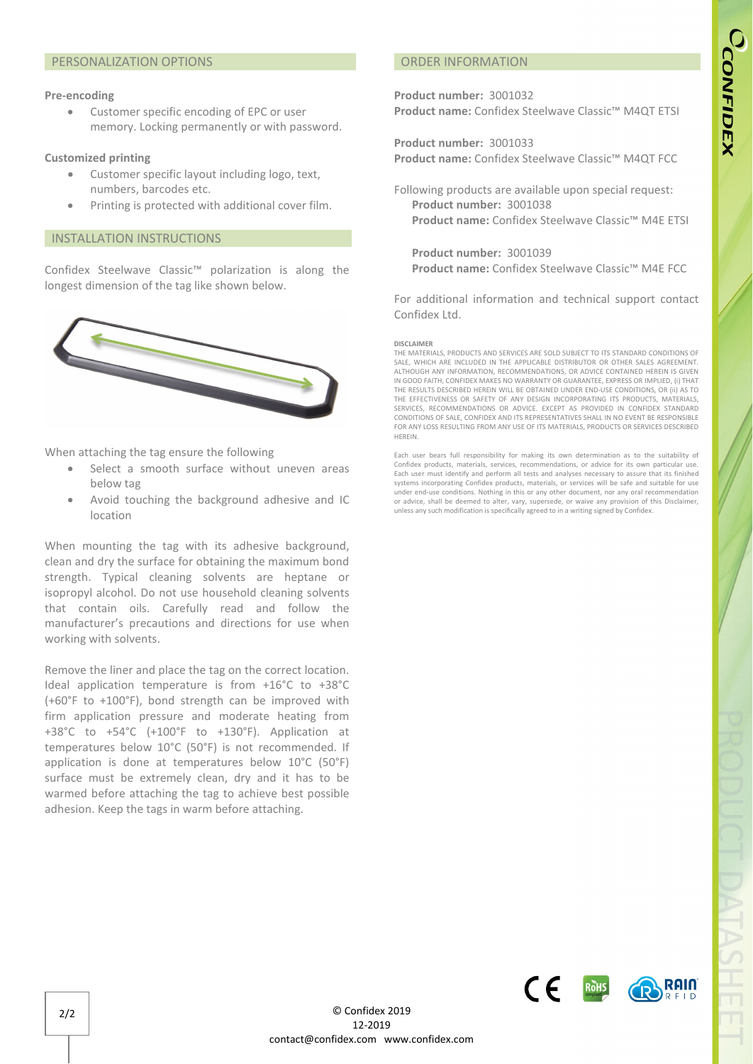## PERSONALIZATION OPTIONS

**Pre-encoding**

- Customer specific encoding of EPC or user memory. Locking permanently or with password.

**Customized printing**

- Customer specific layout including logo, text, numbers, barcodes etc.
- Printing is protected with additional cover film.

## INSTALLATION INSTRUCTIONS

Confidex Steelwave Classic™ polarization is along the longest dimension of the tag like shown below.

When attaching the tag ensure the following

- Select a smooth surface without uneven areas below tag
- Avoid touching the background adhesive and IC location

When mounting the tag with its adhesive background, clean and dry the surface for obtaining the maximum bond strength. Typical cleaning solvents are heptane or isopropyl alcohol. Do not use household cleaning solvents that contain oils. Carefully read and follow the manufacturer's precautions and directions for use when working with solvents.

Remove the liner and place the tag on the correct location. Ideal application temperature is from +16°C to +38°C (+60°F to +100°F), bond strength can be improved with firm application pressure and moderate heating from +38°C to +54°C (+100°F to +130°F). Application at temperatures below 10°C (50°F) is not recommended. If application is done at temperatures below 10°C (50°F) surface must be extremely clean, dry and it has to be warmed before attaching the tag to achieve best possible adhesion. Keep the tags in warm before attaching.

## ORDER INFORMATION

**Product number:** 3001032
**Product name:** Confidex Steelwave Classic™ M4QT ETSI

**Product number:** 3001033
**Product name:** Confidex Steelwave Classic™ M4QT FCC

Following products are available upon special request:

**Product number:** 3001038
**Product name:** Confidex Steelwave Classic™ M4E ETSI

**Product number:** 3001039
**Product name:** Confidex Steelwave Classic™ M4E FCC

For additional information and technical support contact Confidex Ltd.

**DISCLAIMER**

THE MATERIALS, PRODUCTS AND SERVICES ARE SOLD SUBJECT TO ITS STANDARD CONDITIONS OF SALE, WHICH ARE INCLUDED IN THE APPLICABLE DISTRIBUTOR OR OTHER SALES AGREEMENT. ALTHOUGH ANY INFORMATION, RECOMMENDATIONS, OR ADVICE CONTAINED HEREIN IS GIVEN IN GOOD FAITH, CONFIDEX MAKES NO WARRANTY OR GUARANTEE, EXPRESS OR IMPLIED, (i) THAT THE RESULTS DESCRIBED HEREIN WILL BE OBTAINED UNDER END-USE CONDITIONS, OR (ii) AS TO THE EFFECTIVENESS OR SAFETY OF ANY DESIGN INCORPORATING ITS PRODUCTS, MATERIALS, SERVICES, RECOMMENDATIONS OR ADVICE. EXCEPT AS PROVIDED IN CONFIDEX STANDARD CONDITIONS OF SALE, CONFIDEX AND ITS REPRESENTATIVES SHALL IN NO EVENT BE RESPONSIBLE FOR ANY LOSS RESULTING FROM ANY USE OF ITS MATERIALS, PRODUCTS OR SERVICES DESCRIBED HEREIN.

Each user bears full responsibility for making its own determination as to the suitability of Confidex products, materials, services, recommendations, or advice for its own particular use. Each user must identify and perform all tests and analyses necessary to assure that its finished systems incorporating Confidex products, materials, or services will be safe and suitable for use under end-use conditions. Nothing in this or any other document, nor any oral recommendation or advice, shall be deemed to alter, vary, supersede, or waive any provision of this Disclaimer, unless any such modification is specifically agreed to in a writing signed by Confidex.

© Confidex 2019
12-2019
contact@confidex.com www.confidex.com